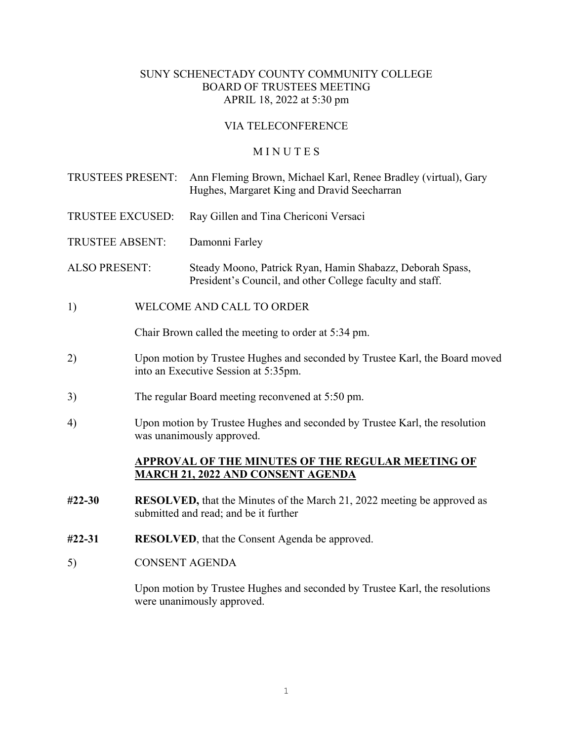# SUNY SCHENECTADY COUNTY COMMUNITY COLLEGE
## BOARD OF TRUSTEES MEETING
### APRIL 18, 2022 at 5:30 pm

VIA TELECONFERENCE

M I N U T E S

TRUSTEES PRESENT: Ann Fleming Brown, Michael Karl, Renee Bradley (virtual), Gary Hughes, Margaret King and Dravid Seecharran

TRUSTEE EXCUSED: Ray Gillen and Tina Chericoni Versaci

TRUSTEE ABSENT: Damonni Farley

ALSO PRESENT: Steady Moono, Patrick Ryan, Hamin Shabazz, Deborah Spass, President's Council, and other College faculty and staff.

1) WELCOME AND CALL TO ORDER

Chair Brown called the meeting to order at 5:34 pm.

2) Upon motion by Trustee Hughes and seconded by Trustee Karl, the Board moved into an Executive Session at 5:35pm.

3) The regular Board meeting reconvened at 5:50 pm.

4) Upon motion by Trustee Hughes and seconded by Trustee Karl, the resolution was unanimously approved.

**APPROVAL OF THE MINUTES OF THE REGULAR MEETING OF MARCH 21, 2022 AND CONSENT AGENDA**

**#22-30** **RESOLVED,** that the Minutes of the March 21, 2022 meeting be approved as submitted and read; and be it further

**#22-31** **RESOLVED**, that the Consent Agenda be approved.

5) CONSENT AGENDA

Upon motion by Trustee Hughes and seconded by Trustee Karl, the resolutions were unanimously approved.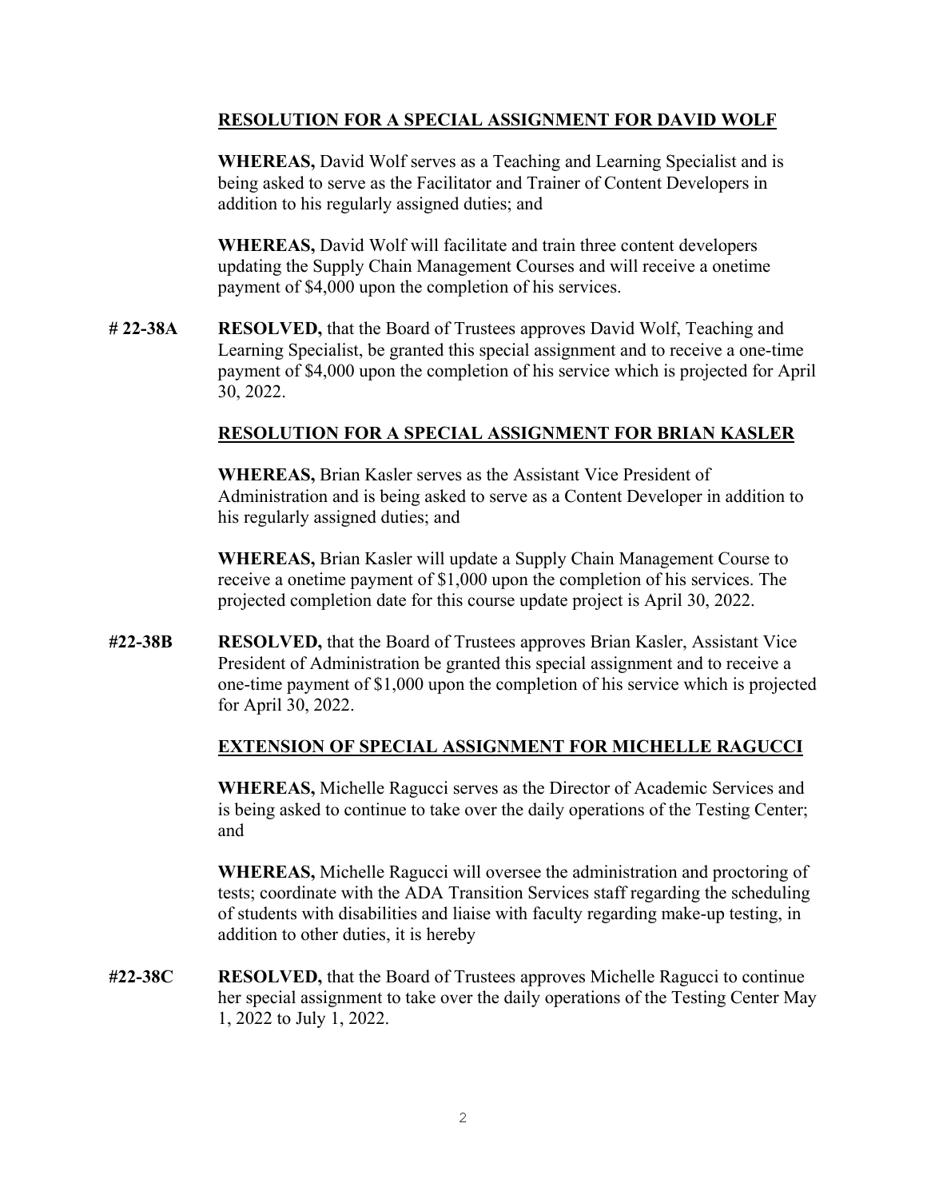**<u>RESOLUTION FOR A SPECIAL ASSIGNMENT FOR DAVID WOLF</u>**

**WHEREAS,** David Wolf serves as a Teaching and Learning Specialist and is being asked to serve as the Facilitator and Trainer of Content Developers in addition to his regularly assigned duties; and

**WHEREAS,** David Wolf will facilitate and train three content developers updating the Supply Chain Management Courses and will receive a onetime payment of $4,000 upon the completion of his services.

**# 22-38A** **RESOLVED,** that the Board of Trustees approves David Wolf, Teaching and Learning Specialist, be granted this special assignment and to receive a one-time payment of $4,000 upon the completion of his service which is projected for April 30, 2022.

**<u>RESOLUTION FOR A SPECIAL ASSIGNMENT FOR BRIAN KASLER</u>**

**WHEREAS,** Brian Kasler serves as the Assistant Vice President of Administration and is being asked to serve as a Content Developer in addition to his regularly assigned duties; and

**WHEREAS,** Brian Kasler will update a Supply Chain Management Course to receive a onetime payment of $1,000 upon the completion of his services. The projected completion date for this course update project is April 30, 2022.

**#22-38B** **RESOLVED,** that the Board of Trustees approves Brian Kasler, Assistant Vice President of Administration be granted this special assignment and to receive a one-time payment of $1,000 upon the completion of his service which is projected for April 30, 2022.

**<u>EXTENSION OF SPECIAL ASSIGNMENT FOR MICHELLE RAGUCCI</u>**

**WHEREAS,** Michelle Ragucci serves as the Director of Academic Services and is being asked to continue to take over the daily operations of the Testing Center; and

**WHEREAS,** Michelle Ragucci will oversee the administration and proctoring of tests; coordinate with the ADA Transition Services staff regarding the scheduling of students with disabilities and liaise with faculty regarding make-up testing, in addition to other duties, it is hereby

**#22-38C** **RESOLVED,** that the Board of Trustees approves Michelle Ragucci to continue her special assignment to take over the daily operations of the Testing Center May 1, 2022 to July 1, 2022.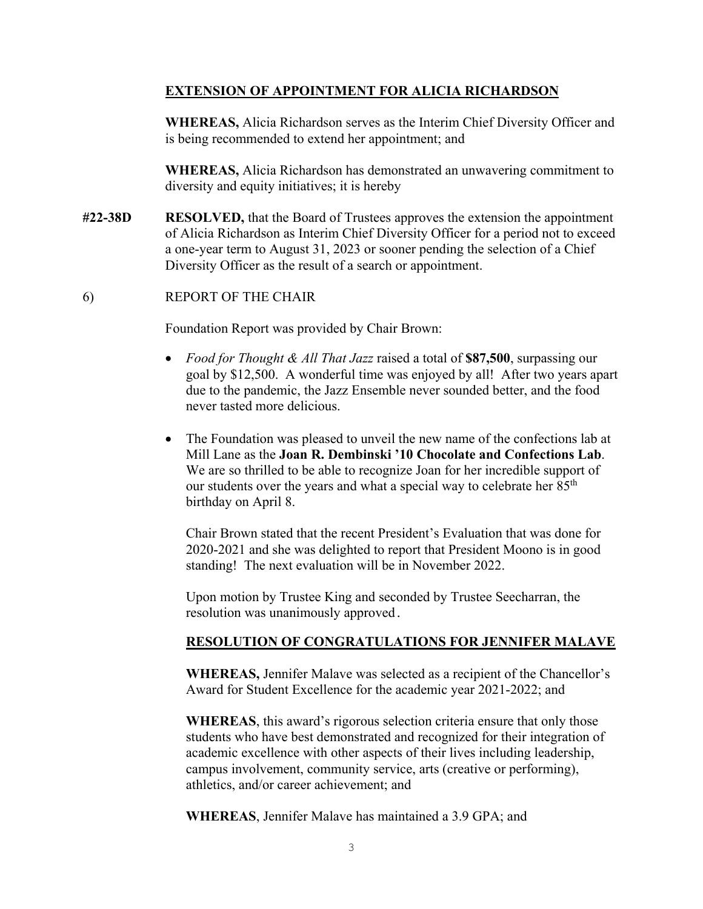**EXTENSION OF APPOINTMENT FOR ALICIA RICHARDSON**

**WHEREAS,** Alicia Richardson serves as the Interim Chief Diversity Officer and is being recommended to extend her appointment; and

**WHEREAS,** Alicia Richardson has demonstrated an unwavering commitment to diversity and equity initiatives; it is hereby

**#22-38D** **RESOLVED,** that the Board of Trustees approves the extension the appointment of Alicia Richardson as Interim Chief Diversity Officer for a period not to exceed a one-year term to August 31, 2023 or sooner pending the selection of a Chief Diversity Officer as the result of a search or appointment.

6) REPORT OF THE CHAIR

Foundation Report was provided by Chair Brown:

- *Food for Thought & All That Jazz* raised a total of **$87,500**, surpassing our goal by $12,500. A wonderful time was enjoyed by all! After two years apart due to the pandemic, the Jazz Ensemble never sounded better, and the food never tasted more delicious.
- The Foundation was pleased to unveil the new name of the confections lab at Mill Lane as the **Joan R. Dembinski '10 Chocolate and Confections Lab**. We are so thrilled to be able to recognize Joan for her incredible support of our students over the years and what a special way to celebrate her 85th birthday on April 8.

Chair Brown stated that the recent President's Evaluation that was done for 2020-2021 and she was delighted to report that President Moono is in good standing! The next evaluation will be in November 2022.

Upon motion by Trustee King and seconded by Trustee Seecharran, the resolution was unanimously approved.

**RESOLUTION OF CONGRATULATIONS FOR JENNIFER MALAVE**

**WHEREAS,** Jennifer Malave was selected as a recipient of the Chancellor's Award for Student Excellence for the academic year 2021-2022; and

**WHEREAS**, this award's rigorous selection criteria ensure that only those students who have best demonstrated and recognized for their integration of academic excellence with other aspects of their lives including leadership, campus involvement, community service, arts (creative or performing), athletics, and/or career achievement; and

**WHEREAS**, Jennifer Malave has maintained a 3.9 GPA; and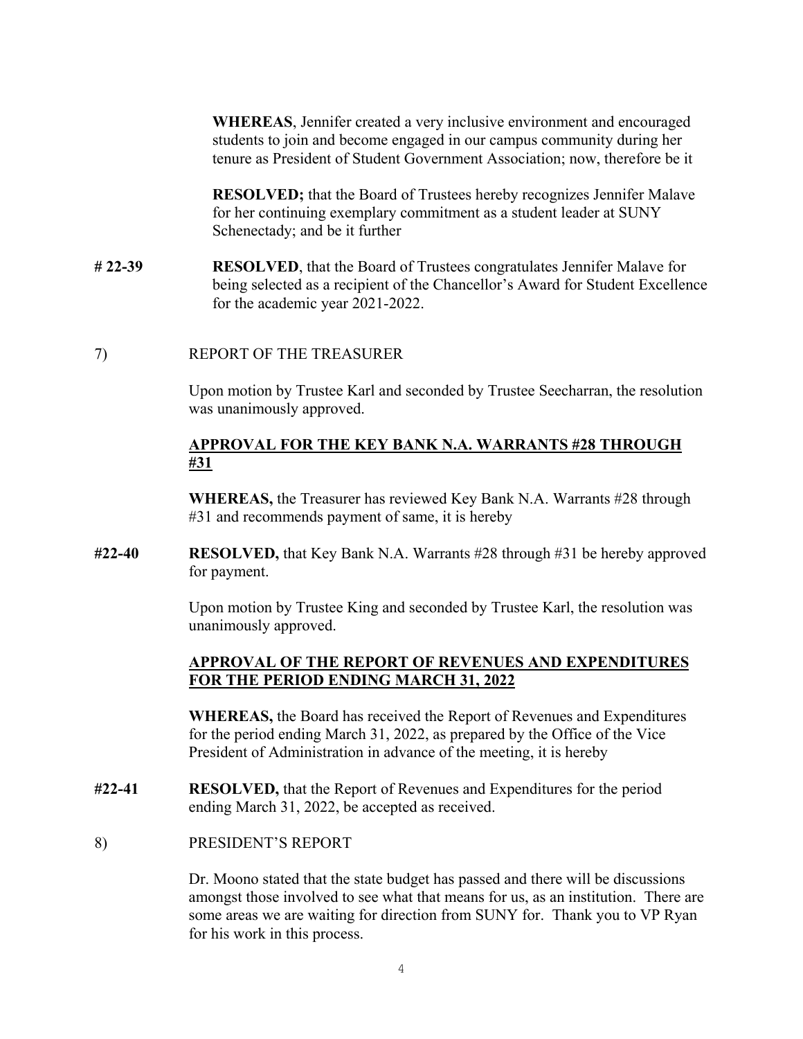**WHEREAS**, Jennifer created a very inclusive environment and encouraged students to join and become engaged in our campus community during her tenure as President of Student Government Association; now, therefore be it

**RESOLVED;** that the Board of Trustees hereby recognizes Jennifer Malave for her continuing exemplary commitment as a student leader at SUNY Schenectady; and be it further

**# 22-39** **RESOLVED**, that the Board of Trustees congratulates Jennifer Malave for being selected as a recipient of the Chancellor's Award for Student Excellence for the academic year 2021-2022.

7) REPORT OF THE TREASURER

Upon motion by Trustee Karl and seconded by Trustee Seecharran, the resolution was unanimously approved.

**<u>APPROVAL FOR THE KEY BANK N.A. WARRANTS #28 THROUGH #31</u>**

**WHEREAS,** the Treasurer has reviewed Key Bank N.A. Warrants #28 through #31 and recommends payment of same, it is hereby

**#22-40** **RESOLVED,** that Key Bank N.A. Warrants #28 through #31 be hereby approved for payment.

Upon motion by Trustee King and seconded by Trustee Karl, the resolution was unanimously approved.

**<u>APPROVAL OF THE REPORT OF REVENUES AND EXPENDITURES FOR THE PERIOD ENDING MARCH 31, 2022</u>**

**WHEREAS,** the Board has received the Report of Revenues and Expenditures for the period ending March 31, 2022, as prepared by the Office of the Vice President of Administration in advance of the meeting, it is hereby

**#22-41** **RESOLVED,** that the Report of Revenues and Expenditures for the period ending March 31, 2022, be accepted as received.

8) PRESIDENT'S REPORT

Dr. Moono stated that the state budget has passed and there will be discussions amongst those involved to see what that means for us, as an institution. There are some areas we are waiting for direction from SUNY for. Thank you to VP Ryan for his work in this process.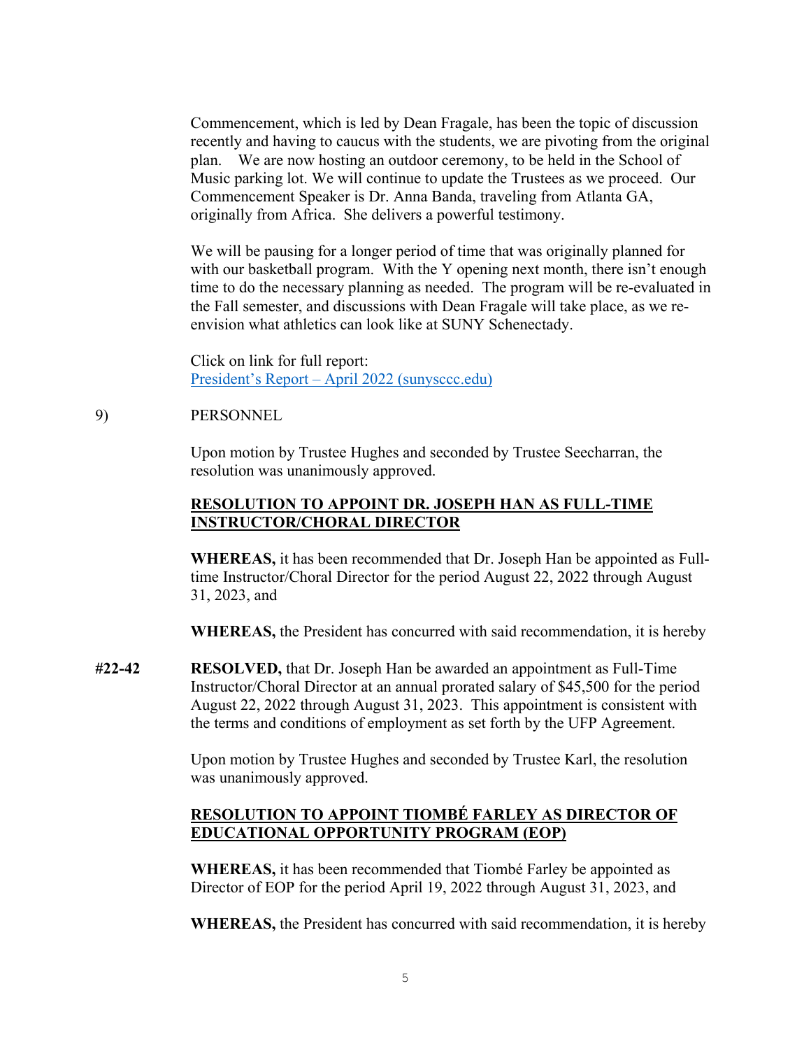Commencement, which is led by Dean Fragale, has been the topic of discussion recently and having to caucus with the students, we are pivoting from the original plan. We are now hosting an outdoor ceremony, to be held in the School of Music parking lot. We will continue to update the Trustees as we proceed. Our Commencement Speaker is Dr. Anna Banda, traveling from Atlanta GA, originally from Africa. She delivers a powerful testimony.

We will be pausing for a longer period of time that was originally planned for with our basketball program. With the Y opening next month, there isn't enough time to do the necessary planning as needed. The program will be re-evaluated in the Fall semester, and discussions with Dean Fragale will take place, as we re-envision what athletics can look like at SUNY Schenectady.

Click on link for full report:
President's Report – April 2022 (sunysccc.edu)

9) PERSONNEL

Upon motion by Trustee Hughes and seconded by Trustee Seecharran, the resolution was unanimously approved.

**RESOLUTION TO APPOINT DR. JOSEPH HAN AS FULL-TIME INSTRUCTOR/CHORAL DIRECTOR**

**WHEREAS,** it has been recommended that Dr. Joseph Han be appointed as Full-time Instructor/Choral Director for the period August 22, 2022 through August 31, 2023, and

**WHEREAS,** the President has concurred with said recommendation, it is hereby

**#22-42** **RESOLVED,** that Dr. Joseph Han be awarded an appointment as Full-Time Instructor/Choral Director at an annual prorated salary of $45,500 for the period August 22, 2022 through August 31, 2023. This appointment is consistent with the terms and conditions of employment as set forth by the UFP Agreement.

Upon motion by Trustee Hughes and seconded by Trustee Karl, the resolution was unanimously approved.

**RESOLUTION TO APPOINT TIOMBÉ FARLEY AS DIRECTOR OF EDUCATIONAL OPPORTUNITY PROGRAM (EOP)**

**WHEREAS,** it has been recommended that Tiombé Farley be appointed as Director of EOP for the period April 19, 2022 through August 31, 2023, and

**WHEREAS,** the President has concurred with said recommendation, it is hereby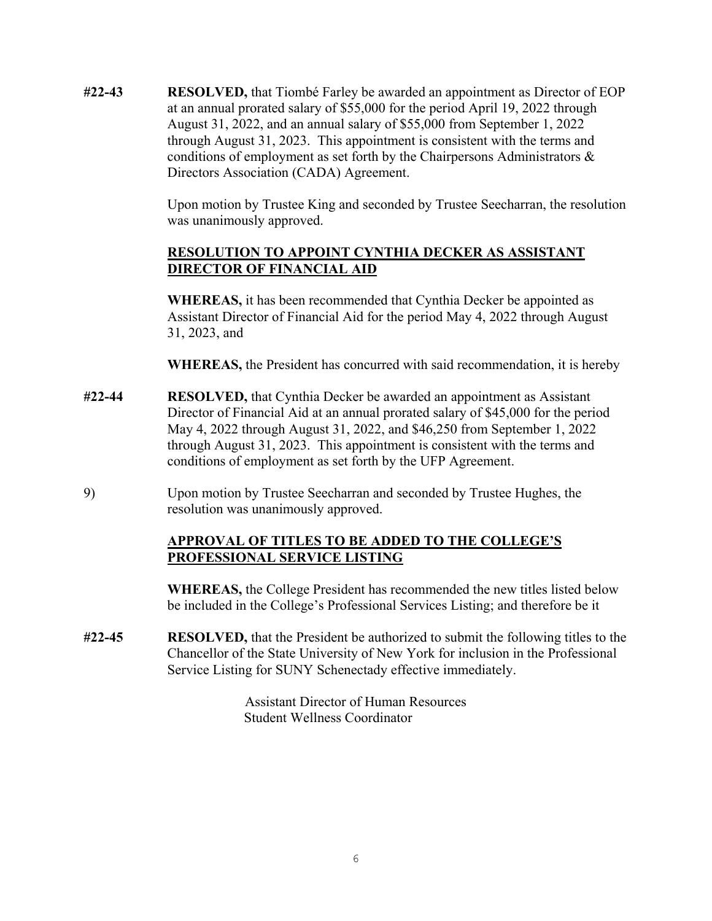**#22-43** **RESOLVED,** that Tiombé Farley be awarded an appointment as Director of EOP at an annual prorated salary of $55,000 for the period April 19, 2022 through August 31, 2022, and an annual salary of $55,000 from September 1, 2022 through August 31, 2023. This appointment is consistent with the terms and conditions of employment as set forth by the Chairpersons Administrators & Directors Association (CADA) Agreement.

Upon motion by Trustee King and seconded by Trustee Seecharran, the resolution was unanimously approved.

**RESOLUTION TO APPOINT CYNTHIA DECKER AS ASSISTANT DIRECTOR OF FINANCIAL AID**

**WHEREAS,** it has been recommended that Cynthia Decker be appointed as Assistant Director of Financial Aid for the period May 4, 2022 through August 31, 2023, and

**WHEREAS,** the President has concurred with said recommendation, it is hereby

**#22-44** **RESOLVED,** that Cynthia Decker be awarded an appointment as Assistant Director of Financial Aid at an annual prorated salary of $45,000 for the period May 4, 2022 through August 31, 2022, and $46,250 from September 1, 2022 through August 31, 2023. This appointment is consistent with the terms and conditions of employment as set forth by the UFP Agreement.

9) Upon motion by Trustee Seecharran and seconded by Trustee Hughes, the resolution was unanimously approved.

**APPROVAL OF TITLES TO BE ADDED TO THE COLLEGE'S PROFESSIONAL SERVICE LISTING**

**WHEREAS,** the College President has recommended the new titles listed below be included in the College's Professional Services Listing; and therefore be it

**#22-45** **RESOLVED,** that the President be authorized to submit the following titles to the Chancellor of the State University of New York for inclusion in the Professional Service Listing for SUNY Schenectady effective immediately.

Assistant Director of Human Resources
Student Wellness Coordinator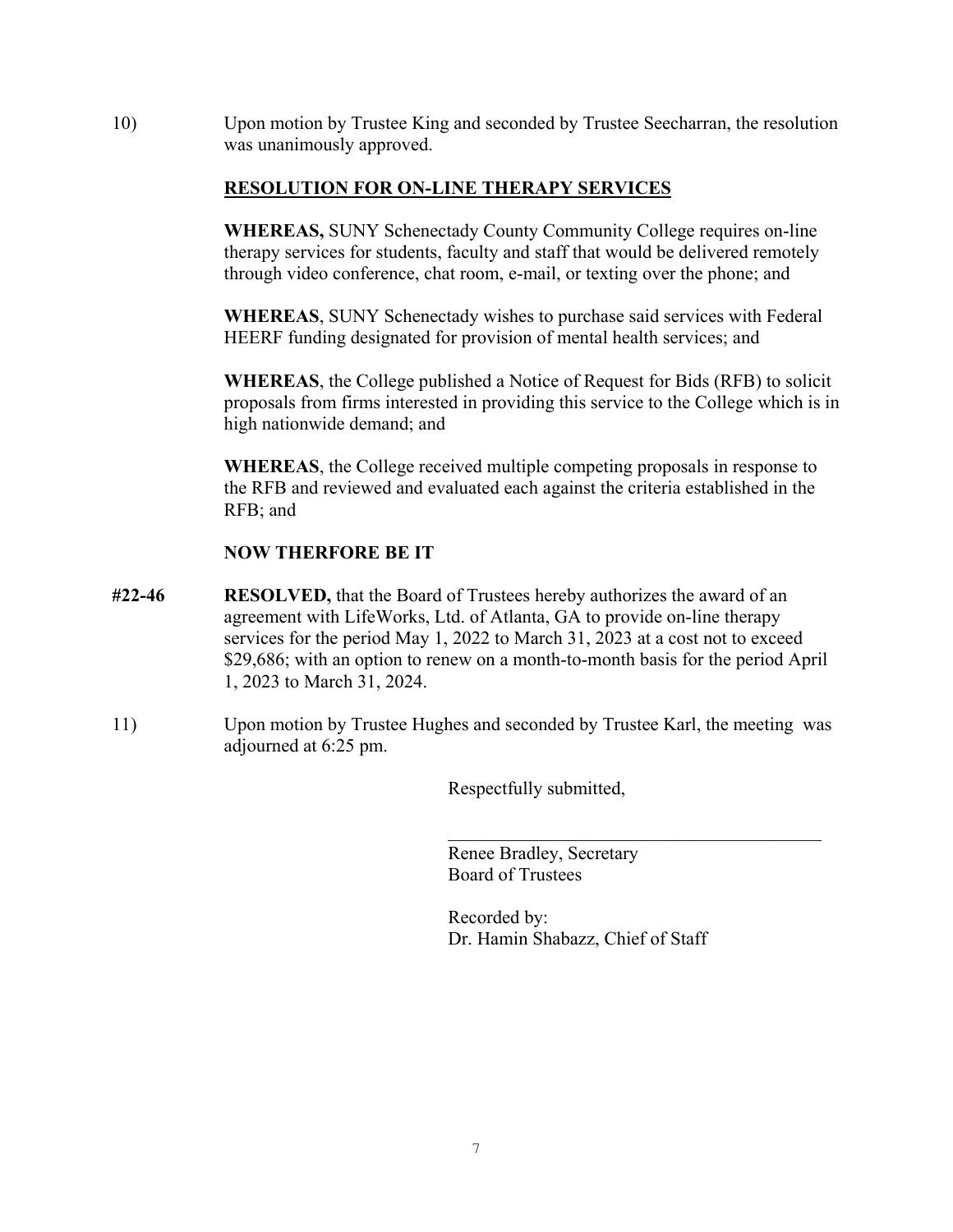10) Upon motion by Trustee King and seconded by Trustee Seecharran, the resolution was unanimously approved.

**RESOLUTION FOR ON-LINE THERAPY SERVICES**

**WHEREAS,** SUNY Schenectady County Community College requires on-line therapy services for students, faculty and staff that would be delivered remotely through video conference, chat room, e-mail, or texting over the phone; and

**WHEREAS**, SUNY Schenectady wishes to purchase said services with Federal HEERF funding designated for provision of mental health services; and

**WHEREAS**, the College published a Notice of Request for Bids (RFB) to solicit proposals from firms interested in providing this service to the College which is in high nationwide demand; and

**WHEREAS**, the College received multiple competing proposals in response to the RFB and reviewed and evaluated each against the criteria established in the RFB; and

**NOW THERFORE BE IT**

**#22-46** **RESOLVED,** that the Board of Trustees hereby authorizes the award of an agreement with LifeWorks, Ltd. of Atlanta, GA to provide on-line therapy services for the period May 1, 2022 to March 31, 2023 at a cost not to exceed $29,686; with an option to renew on a month-to-month basis for the period April 1, 2023 to March 31, 2024.

11) Upon motion by Trustee Hughes and seconded by Trustee Karl, the meeting was adjourned at 6:25 pm.

Respectfully submitted,

\_\_\_\_\_\_\_\_\_\_\_\_\_\_\_\_\_\_\_\_\_\_\_\_\_\_\_\_\_\_\_\_\_\_\_\_\_\_\_\_

Renee Bradley, Secretary
Board of Trustees

Recorded by:
Dr. Hamin Shabazz, Chief of Staff